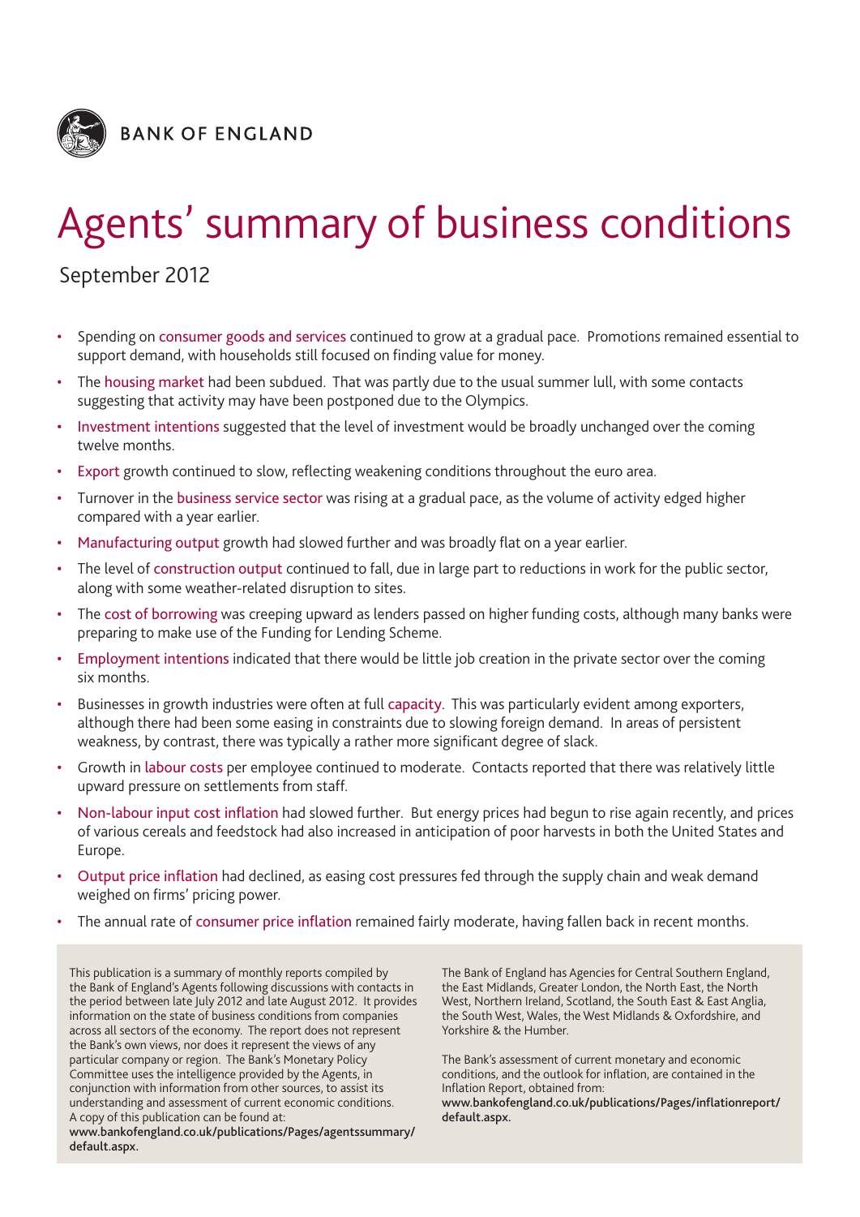BANK OF ENGLAND

# Agents' summary of business conditions

September 2012

- Spending on consumer goods and services continued to grow at a gradual pace. Promotions remained essential to support demand, with households still focused on finding value for money.
- The housing market had been subdued. That was partly due to the usual summer lull, with some contacts suggesting that activity may have been postponed due to the Olympics.
- Investment intentions suggested that the level of investment would be broadly unchanged over the coming twelve months.
- Export growth continued to slow, reflecting weakening conditions throughout the euro area.
- Turnover in the business service sector was rising at a gradual pace, as the volume of activity edged higher compared with a year earlier.
- Manufacturing output growth had slowed further and was broadly flat on a year earlier.
- The level of construction output continued to fall, due in large part to reductions in work for the public sector, along with some weather-related disruption to sites.
- The cost of borrowing was creeping upward as lenders passed on higher funding costs, although many banks were preparing to make use of the Funding for Lending Scheme.
- Employment intentions indicated that there would be little job creation in the private sector over the coming six months.
- Businesses in growth industries were often at full capacity. This was particularly evident among exporters, although there had been some easing in constraints due to slowing foreign demand. In areas of persistent weakness, by contrast, there was typically a rather more significant degree of slack.
- Growth in labour costs per employee continued to moderate. Contacts reported that there was relatively little upward pressure on settlements from staff.
- Non-labour input cost inflation had slowed further. But energy prices had begun to rise again recently, and prices of various cereals and feedstock had also increased in anticipation of poor harvests in both the United States and Europe.
- Output price inflation had declined, as easing cost pressures fed through the supply chain and weak demand weighed on firms' pricing power.
- The annual rate of consumer price inflation remained fairly moderate, having fallen back in recent months.

This publication is a summary of monthly reports compiled by the Bank of England's Agents following discussions with contacts in the period between late July 2012 and late August 2012. It provides information on the state of business conditions from companies across all sectors of the economy. The report does not represent the Bank's own views, nor does it represent the views of any particular company or region. The Bank's Monetary Policy Committee uses the intelligence provided by the Agents, in conjunction with information from other sources, to assist its understanding and assessment of current economic conditions. A copy of this publication can be found at:
**www.bankofengland.co.uk/publications/Pages/agentssummary/default.aspx.**

The Bank of England has Agencies for Central Southern England, the East Midlands, Greater London, the North East, the North West, Northern Ireland, Scotland, the South East & East Anglia, the South West, Wales, the West Midlands & Oxfordshire, and Yorkshire & the Humber.

The Bank's assessment of current monetary and economic conditions, and the outlook for inflation, are contained in the Inflation Report, obtained from:
**www.bankofengland.co.uk/publications/Pages/inflationreport/default.aspx.**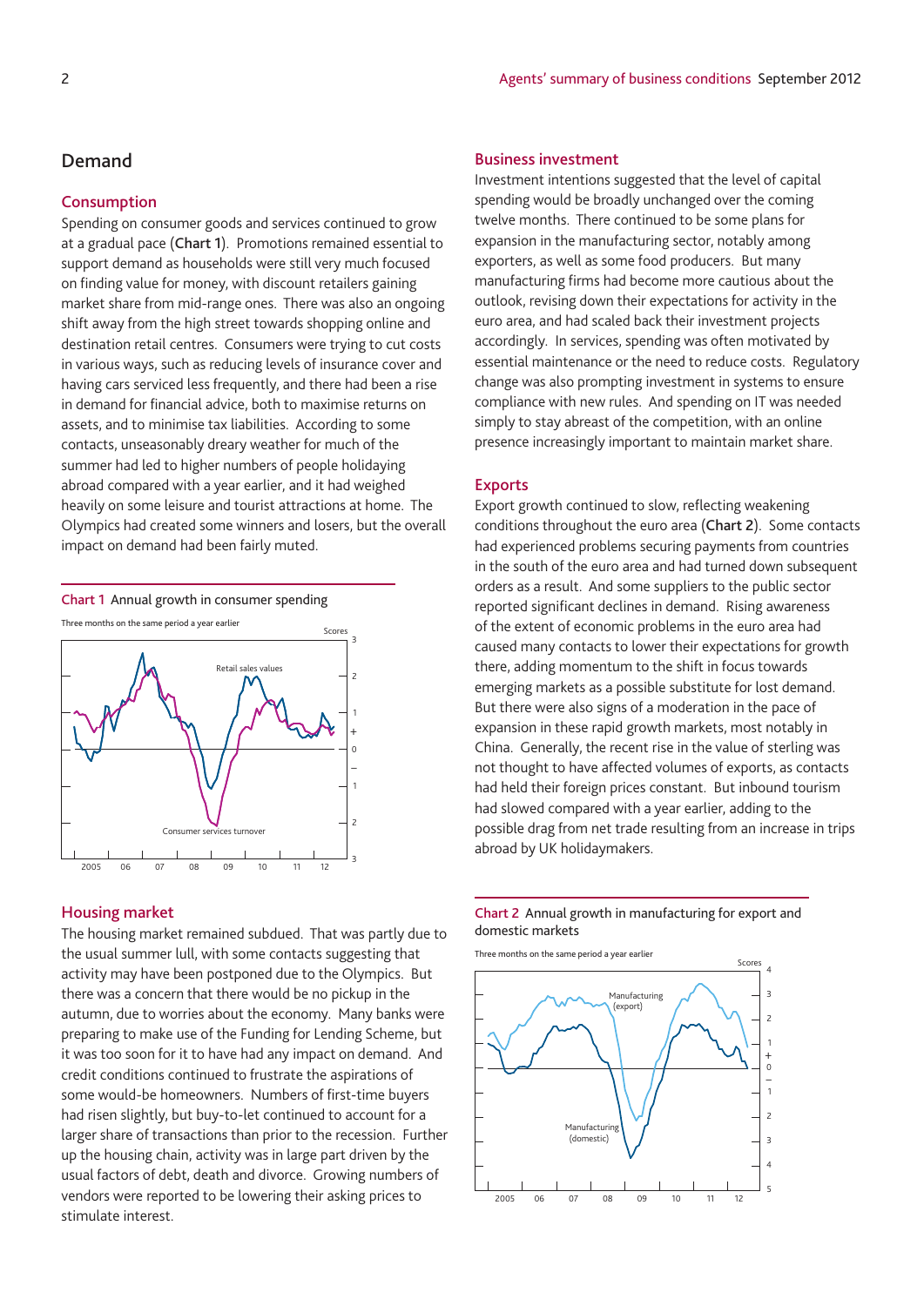## Demand

### Consumption

Spending on consumer goods and services continued to grow at a gradual pace (**Chart 1**). Promotions remained essential to support demand as households were still very much focused on finding value for money, with discount retailers gaining market share from mid-range ones. There was also an ongoing shift away from the high street towards shopping online and destination retail centres. Consumers were trying to cut costs in various ways, such as reducing levels of insurance cover and having cars serviced less frequently, and there had been a rise in demand for financial advice, both to maximise returns on assets, and to minimise tax liabilities. According to some contacts, unseasonably dreary weather for much of the summer had led to higher numbers of people holidaying abroad compared with a year earlier, and it had weighed heavily on some leisure and tourist attractions at home. The Olympics had created some winners and losers, but the overall impact on demand had been fairly muted.

**Chart 1** Annual growth in consumer spending

Three months on the same period a year earlier

### Housing market

The housing market remained subdued. That was partly due to the usual summer lull, with some contacts suggesting that activity may have been postponed due to the Olympics. But there was a concern that there would be no pickup in the autumn, due to worries about the economy. Many banks were preparing to make use of the Funding for Lending Scheme, but it was too soon for it to have had any impact on demand. And credit conditions continued to frustrate the aspirations of some would-be homeowners. Numbers of first-time buyers had risen slightly, but buy-to-let continued to account for a larger share of transactions than prior to the recession. Further up the housing chain, activity was in large part driven by the usual factors of debt, death and divorce. Growing numbers of vendors were reported to be lowering their asking prices to stimulate interest.

### Business investment

Investment intentions suggested that the level of capital spending would be broadly unchanged over the coming twelve months. There continued to be some plans for expansion in the manufacturing sector, notably among exporters, as well as some food producers. But many manufacturing firms had become more cautious about the outlook, revising down their expectations for activity in the euro area, and had scaled back their investment projects accordingly. In services, spending was often motivated by essential maintenance or the need to reduce costs. Regulatory change was also prompting investment in systems to ensure compliance with new rules. And spending on IT was needed simply to stay abreast of the competition, with an online presence increasingly important to maintain market share.

### Exports

Export growth continued to slow, reflecting weakening conditions throughout the euro area (**Chart 2**). Some contacts had experienced problems securing payments from countries in the south of the euro area and had turned down subsequent orders as a result. And some suppliers to the public sector reported significant declines in demand. Rising awareness of the extent of economic problems in the euro area had caused many contacts to lower their expectations for growth there, adding momentum to the shift in focus towards emerging markets as a possible substitute for lost demand. But there were also signs of a moderation in the pace of expansion in these rapid growth markets, most notably in China. Generally, the recent rise in the value of sterling was not thought to have affected volumes of exports, as contacts had held their foreign prices constant. But inbound tourism had slowed compared with a year earlier, adding to the possible drag from net trade resulting from an increase in trips abroad by UK holidaymakers.

**Chart 2** Annual growth in manufacturing for export and domestic markets

Three months on the same period a year earlier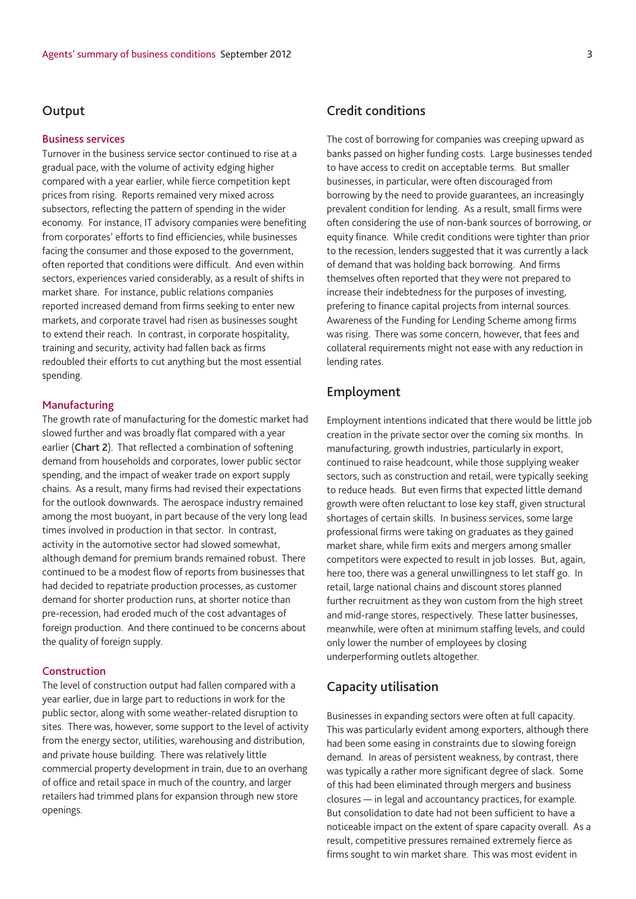## Output

### Business services

Turnover in the business service sector continued to rise at a gradual pace, with the volume of activity edging higher compared with a year earlier, while fierce competition kept prices from rising. Reports remained very mixed across subsectors, reflecting the pattern of spending in the wider economy. For instance, IT advisory companies were benefiting from corporates' efforts to find efficiencies, while businesses facing the consumer and those exposed to the government, often reported that conditions were difficult. And even within sectors, experiences varied considerably, as a result of shifts in market share. For instance, public relations companies reported increased demand from firms seeking to enter new markets, and corporate travel had risen as businesses sought to extend their reach. In contrast, in corporate hospitality, training and security, activity had fallen back as firms redoubled their efforts to cut anything but the most essential spending.

### Manufacturing

The growth rate of manufacturing for the domestic market had slowed further and was broadly flat compared with a year earlier (**Chart 2**). That reflected a combination of softening demand from households and corporates, lower public sector spending, and the impact of weaker trade on export supply chains. As a result, many firms had revised their expectations for the outlook downwards. The aerospace industry remained among the most buoyant, in part because of the very long lead times involved in production in that sector. In contrast, activity in the automotive sector had slowed somewhat, although demand for premium brands remained robust. There continued to be a modest flow of reports from businesses that had decided to repatriate production processes, as customer demand for shorter production runs, at shorter notice than pre-recession, had eroded much of the cost advantages of foreign production. And there continued to be concerns about the quality of foreign supply.

### Construction

The level of construction output had fallen compared with a year earlier, due in large part to reductions in work for the public sector, along with some weather-related disruption to sites. There was, however, some support to the level of activity from the energy sector, utilities, warehousing and distribution, and private house building. There was relatively little commercial property development in train, due to an overhang of office and retail space in much of the country, and larger retailers had trimmed plans for expansion through new store openings.

## Credit conditions

The cost of borrowing for companies was creeping upward as banks passed on higher funding costs. Large businesses tended to have access to credit on acceptable terms. But smaller businesses, in particular, were often discouraged from borrowing by the need to provide guarantees, an increasingly prevalent condition for lending. As a result, small firms were often considering the use of non-bank sources of borrowing, or equity finance. While credit conditions were tighter than prior to the recession, lenders suggested that it was currently a lack of demand that was holding back borrowing. And firms themselves often reported that they were not prepared to increase their indebtedness for the purposes of investing, prefering to finance capital projects from internal sources. Awareness of the Funding for Lending Scheme among firms was rising. There was some concern, however, that fees and collateral requirements might not ease with any reduction in lending rates.

## Employment

Employment intentions indicated that there would be little job creation in the private sector over the coming six months. In manufacturing, growth industries, particularly in export, continued to raise headcount, while those supplying weaker sectors, such as construction and retail, were typically seeking to reduce heads. But even firms that expected little demand growth were often reluctant to lose key staff, given structural shortages of certain skills. In business services, some large professional firms were taking on graduates as they gained market share, while firm exits and mergers among smaller competitors were expected to result in job losses. But, again, here too, there was a general unwillingness to let staff go. In retail, large national chains and discount stores planned further recruitment as they won custom from the high street and mid-range stores, respectively. These latter businesses, meanwhile, were often at minimum staffing levels, and could only lower the number of employees by closing underperforming outlets altogether.

## Capacity utilisation

Businesses in expanding sectors were often at full capacity. This was particularly evident among exporters, although there had been some easing in constraints due to slowing foreign demand. In areas of persistent weakness, by contrast, there was typically a rather more significant degree of slack. Some of this had been eliminated through mergers and business closures — in legal and accountancy practices, for example. But consolidation to date had not been sufficient to have a noticeable impact on the extent of spare capacity overall. As a result, competitive pressures remained extremely fierce as firms sought to win market share. This was most evident in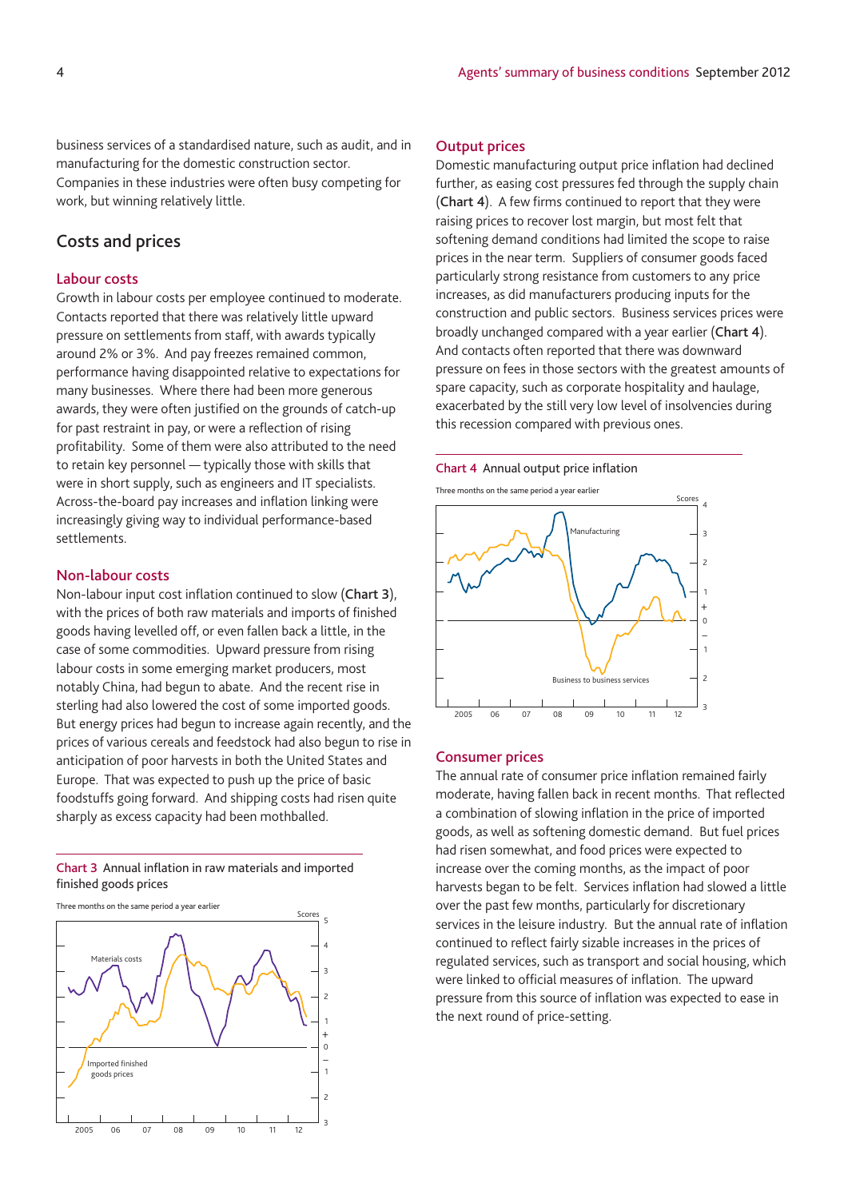business services of a standardised nature, such as audit, and in manufacturing for the domestic construction sector. Companies in these industries were often busy competing for work, but winning relatively little.

## Costs and prices

### Labour costs

Growth in labour costs per employee continued to moderate. Contacts reported that there was relatively little upward pressure on settlements from staff, with awards typically around 2% or 3%. And pay freezes remained common, performance having disappointed relative to expectations for many businesses. Where there had been more generous awards, they were often justified on the grounds of catch-up for past restraint in pay, or were a reflection of rising profitability. Some of them were also attributed to the need to retain key personnel — typically those with skills that were in short supply, such as engineers and IT specialists. Across-the-board pay increases and inflation linking were increasingly giving way to individual performance-based settlements.

### Non-labour costs

Non-labour input cost inflation continued to slow (**Chart 3**), with the prices of both raw materials and imports of finished goods having levelled off, or even fallen back a little, in the case of some commodities. Upward pressure from rising labour costs in some emerging market producers, most notably China, had begun to abate. And the recent rise in sterling had also lowered the cost of some imported goods. But energy prices had begun to increase again recently, and the prices of various cereals and feedstock had also begun to rise in anticipation of poor harvests in both the United States and Europe. That was expected to push up the price of basic foodstuffs going forward. And shipping costs had risen quite sharply as excess capacity had been mothballed.

**Chart 3** Annual inflation in raw materials and imported finished goods prices

Three months on the same period a year earlier

Scores

5
4
3
2
1
+
0
–
1
2
3

Materials costs

Imported finished goods prices

2005 06 07 08 09 10 11 12

### Output prices

Domestic manufacturing output price inflation had declined further, as easing cost pressures fed through the supply chain (**Chart 4**). A few firms continued to report that they were raising prices to recover lost margin, but most felt that softening demand conditions had limited the scope to raise prices in the near term. Suppliers of consumer goods faced particularly strong resistance from customers to any price increases, as did manufacturers producing inputs for the construction and public sectors. Business services prices were broadly unchanged compared with a year earlier (**Chart 4**). And contacts often reported that there was downward pressure on fees in those sectors with the greatest amounts of spare capacity, such as corporate hospitality and haulage, exacerbated by the still very low level of insolvencies during this recession compared with previous ones.

**Chart 4** Annual output price inflation

Three months on the same period a year earlier

Scores

4
3
2
1
+
0
–
1
2
3

Manufacturing

Business to business services

2005 06 07 08 09 10 11 12

### Consumer prices

The annual rate of consumer price inflation remained fairly moderate, having fallen back in recent months. That reflected a combination of slowing inflation in the price of imported goods, as well as softening domestic demand. But fuel prices had risen somewhat, and food prices were expected to increase over the coming months, as the impact of poor harvests began to be felt. Services inflation had slowed a little over the past few months, particularly for discretionary services in the leisure industry. But the annual rate of inflation continued to reflect fairly sizable increases in the prices of regulated services, such as transport and social housing, which were linked to official measures of inflation. The upward pressure from this source of inflation was expected to ease in the next round of price-setting.